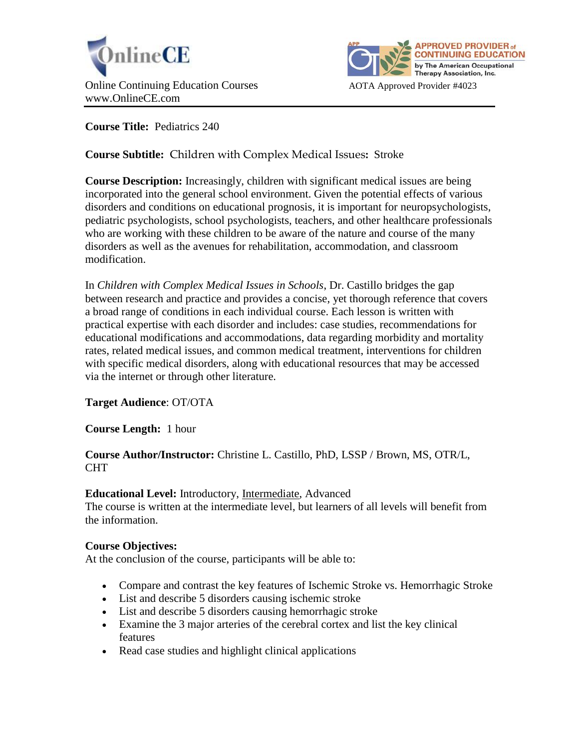OnlineCE

Online Continuing Education Courses
www.OnlineCE.com

APPROVED PROVIDER of CONTINUING EDUCATION by The American Occupational Therapy Association, Inc.

AOTA Approved Provider #4023

---

**Course Title:** Pediatrics 240

**Course Subtitle:** Children with Complex Medical Issues**:** Stroke

**Course Description:** Increasingly, children with significant medical issues are being incorporated into the general school environment. Given the potential effects of various disorders and conditions on educational prognosis, it is important for neuropsychologists, pediatric psychologists, school psychologists, teachers, and other healthcare professionals who are working with these children to be aware of the nature and course of the many disorders as well as the avenues for rehabilitation, accommodation, and classroom modification.

In *Children with Complex Medical Issues in Schools*, Dr. Castillo bridges the gap between research and practice and provides a concise, yet thorough reference that covers a broad range of conditions in each individual course. Each lesson is written with practical expertise with each disorder and includes: case studies, recommendations for educational modifications and accommodations, data regarding morbidity and mortality rates, related medical issues, and common medical treatment, interventions for children with specific medical disorders, along with educational resources that may be accessed via the internet or through other literature.

**Target Audience**: OT/OTA

**Course Length:** 1 hour

**Course Author/Instructor:** Christine L. Castillo, PhD, LSSP / Brown, MS, OTR/L, CHT

**Educational Level:** Introductory, <u>Intermediate</u>, Advanced
The course is written at the intermediate level, but learners of all levels will benefit from the information.

**Course Objectives:**
At the conclusion of the course, participants will be able to:

- Compare and contrast the key features of Ischemic Stroke vs. Hemorrhagic Stroke
- List and describe 5 disorders causing ischemic stroke
- List and describe 5 disorders causing hemorrhagic stroke
- Examine the 3 major arteries of the cerebral cortex and list the key clinical features
- Read case studies and highlight clinical applications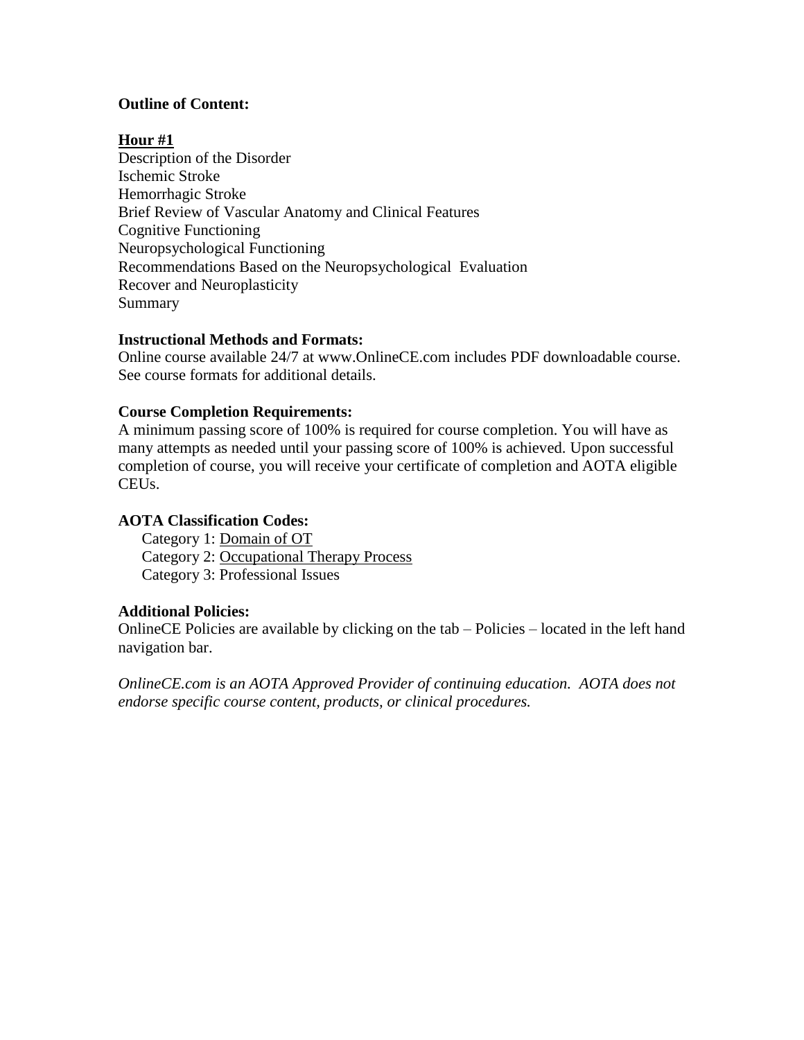**Outline of Content:**

**<u>Hour #1</u>**

Description of the Disorder
Ischemic Stroke
Hemorrhagic Stroke
Brief Review of Vascular Anatomy and Clinical Features
Cognitive Functioning
Neuropsychological Functioning
Recommendations Based on the Neuropsychological Evaluation
Recover and Neuroplasticity
Summary

**Instructional Methods and Formats:**

Online course available 24/7 at www.OnlineCE.com includes PDF downloadable course. See course formats for additional details.

**Course Completion Requirements:**

A minimum passing score of 100% is required for course completion. You will have as many attempts as needed until your passing score of 100% is achieved. Upon successful completion of course, you will receive your certificate of completion and AOTA eligible CEUs.

**AOTA Classification Codes:**

Category 1: <u>Domain of OT</u>
Category 2: <u>Occupational Therapy Process</u>
Category 3: Professional Issues

**Additional Policies:**

OnlineCE Policies are available by clicking on the tab – Policies – located in the left hand navigation bar.

*OnlineCE.com is an AOTA Approved Provider of continuing education. AOTA does not endorse specific course content, products, or clinical procedures.*